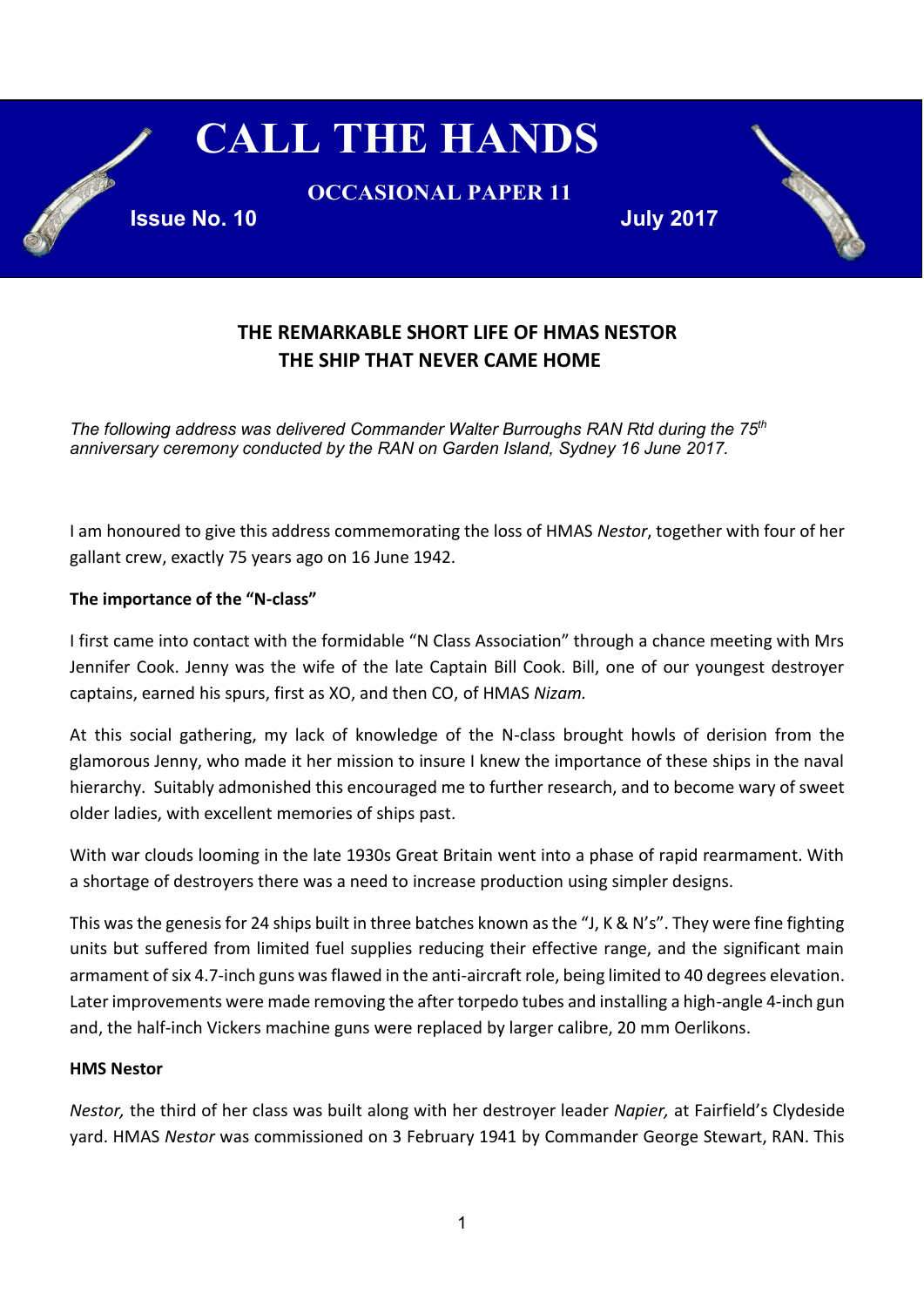# CALL THE HANDS

**OCCASIONAL PAPER 11**

**Issue No. 10** **July 2017**

## THE REMARKABLE SHORT LIFE OF HMAS NESTOR
## THE SHIP THAT NEVER CAME HOME

*The following address was delivered Commander Walter Burroughs RAN Rtd during the 75th anniversary ceremony conducted by the RAN on Garden Island, Sydney 16 June 2017.*

I am honoured to give this address commemorating the loss of HMAS *Nestor*, together with four of her gallant crew, exactly 75 years ago on 16 June 1942.

**The importance of the "N-class"**

I first came into contact with the formidable "N Class Association" through a chance meeting with Mrs Jennifer Cook. Jenny was the wife of the late Captain Bill Cook. Bill, one of our youngest destroyer captains, earned his spurs, first as XO, and then CO, of HMAS *Nizam.*

At this social gathering, my lack of knowledge of the N-class brought howls of derision from the glamorous Jenny, who made it her mission to insure I knew the importance of these ships in the naval hierarchy. Suitably admonished this encouraged me to further research, and to become wary of sweet older ladies, with excellent memories of ships past.

With war clouds looming in the late 1930s Great Britain went into a phase of rapid rearmament. With a shortage of destroyers there was a need to increase production using simpler designs.

This was the genesis for 24 ships built in three batches known as the "J, K & N's". They were fine fighting units but suffered from limited fuel supplies reducing their effective range, and the significant main armament of six 4.7-inch guns was flawed in the anti-aircraft role, being limited to 40 degrees elevation. Later improvements were made removing the after torpedo tubes and installing a high-angle 4-inch gun and, the half-inch Vickers machine guns were replaced by larger calibre, 20 mm Oerlikons.

**HMS Nestor**

*Nestor,* the third of her class was built along with her destroyer leader *Napier,* at Fairfield's Clydeside yard. HMAS *Nestor* was commissioned on 3 February 1941 by Commander George Stewart, RAN. This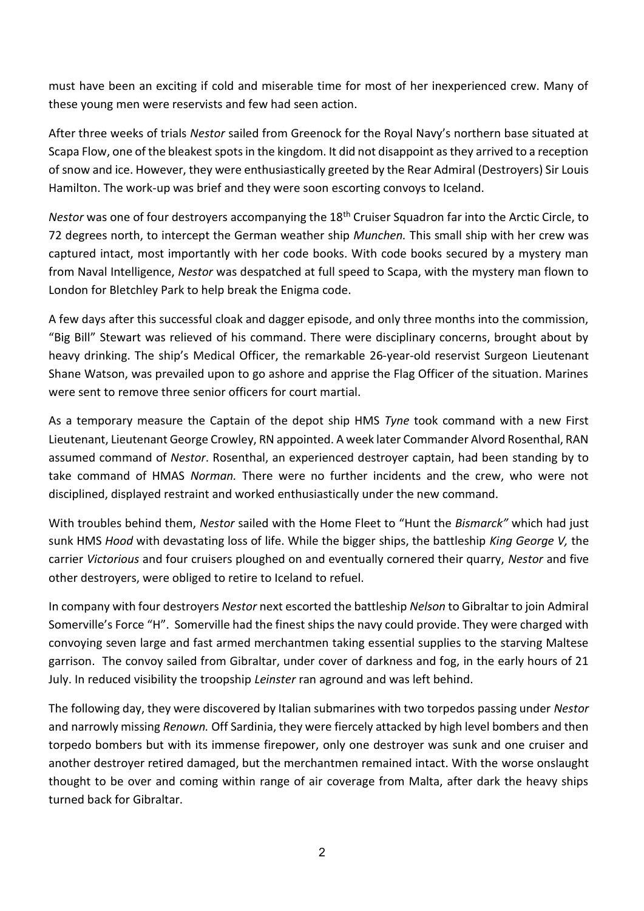must have been an exciting if cold and miserable time for most of her inexperienced crew. Many of these young men were reservists and few had seen action.

After three weeks of trials *Nestor* sailed from Greenock for the Royal Navy's northern base situated at Scapa Flow, one of the bleakest spots in the kingdom. It did not disappoint as they arrived to a reception of snow and ice. However, they were enthusiastically greeted by the Rear Admiral (Destroyers) Sir Louis Hamilton. The work-up was brief and they were soon escorting convoys to Iceland.

*Nestor* was one of four destroyers accompanying the 18th Cruiser Squadron far into the Arctic Circle, to 72 degrees north, to intercept the German weather ship *Munchen.* This small ship with her crew was captured intact, most importantly with her code books. With code books secured by a mystery man from Naval Intelligence, *Nestor* was despatched at full speed to Scapa, with the mystery man flown to London for Bletchley Park to help break the Enigma code.

A few days after this successful cloak and dagger episode, and only three months into the commission, "Big Bill" Stewart was relieved of his command. There were disciplinary concerns, brought about by heavy drinking. The ship's Medical Officer, the remarkable 26-year-old reservist Surgeon Lieutenant Shane Watson, was prevailed upon to go ashore and apprise the Flag Officer of the situation. Marines were sent to remove three senior officers for court martial.

As a temporary measure the Captain of the depot ship HMS *Tyne* took command with a new First Lieutenant, Lieutenant George Crowley, RN appointed. A week later Commander Alvord Rosenthal, RAN assumed command of *Nestor*. Rosenthal, an experienced destroyer captain, had been standing by to take command of HMAS *Norman.* There were no further incidents and the crew, who were not disciplined, displayed restraint and worked enthusiastically under the new command.

With troubles behind them, *Nestor* sailed with the Home Fleet to "Hunt the *Bismarck"* which had just sunk HMS *Hood* with devastating loss of life. While the bigger ships, the battleship *King George V,* the carrier *Victorious* and four cruisers ploughed on and eventually cornered their quarry, *Nestor* and five other destroyers, were obliged to retire to Iceland to refuel.

In company with four destroyers *Nestor* next escorted the battleship *Nelson* to Gibraltar to join Admiral Somerville's Force "H". Somerville had the finest ships the navy could provide. They were charged with convoying seven large and fast armed merchantmen taking essential supplies to the starving Maltese garrison. The convoy sailed from Gibraltar, under cover of darkness and fog, in the early hours of 21 July. In reduced visibility the troopship *Leinster* ran aground and was left behind.

The following day, they were discovered by Italian submarines with two torpedos passing under *Nestor* and narrowly missing *Renown.* Off Sardinia, they were fiercely attacked by high level bombers and then torpedo bombers but with its immense firepower, only one destroyer was sunk and one cruiser and another destroyer retired damaged, but the merchantmen remained intact. With the worse onslaught thought to be over and coming within range of air coverage from Malta, after dark the heavy ships turned back for Gibraltar.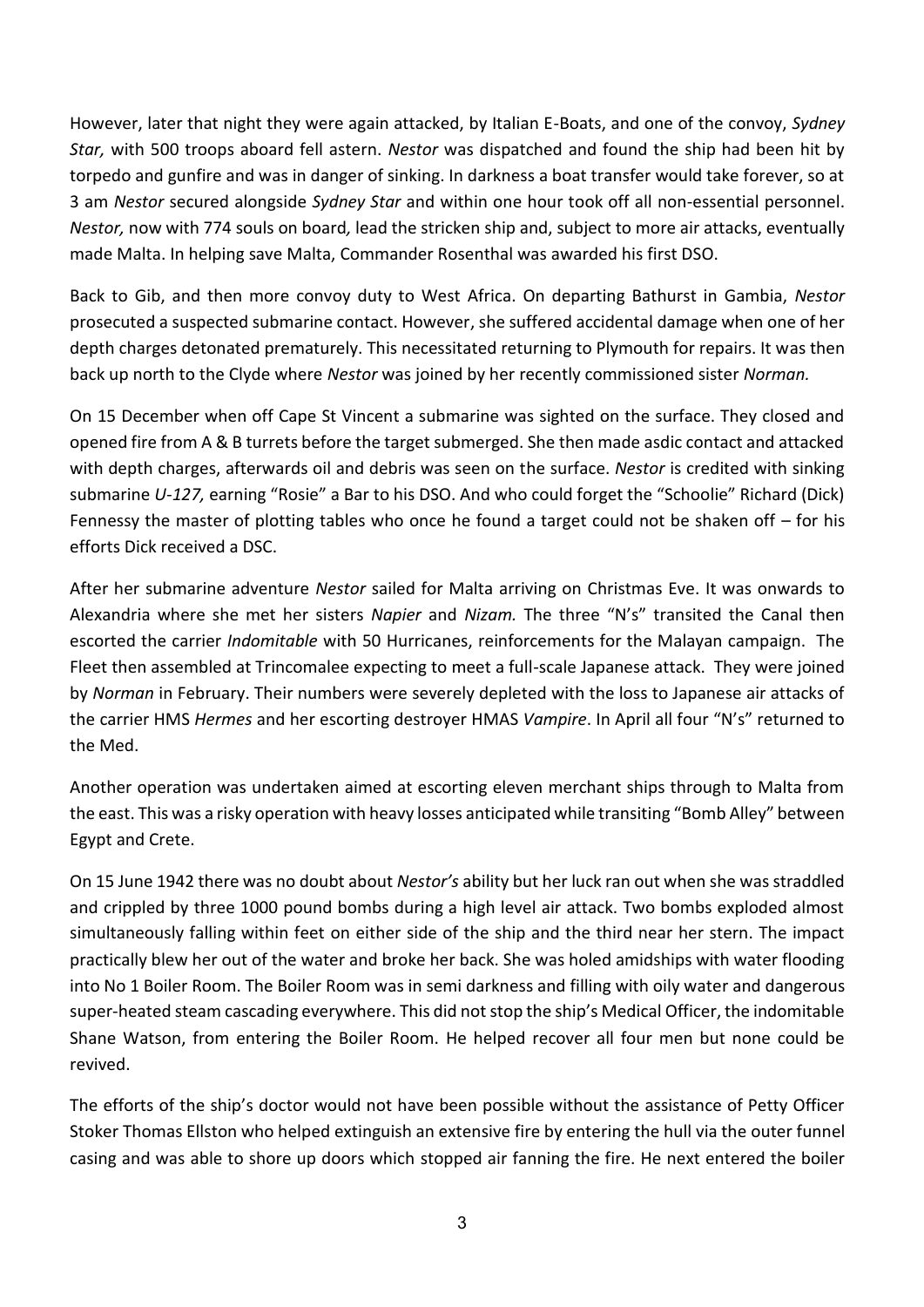However, later that night they were again attacked, by Italian E-Boats, and one of the convoy, *Sydney Star,* with 500 troops aboard fell astern. *Nestor* was dispatched and found the ship had been hit by torpedo and gunfire and was in danger of sinking. In darkness a boat transfer would take forever, so at 3 am *Nestor* secured alongside *Sydney Star* and within one hour took off all non-essential personnel. *Nestor,* now with 774 souls on board*,* lead the stricken ship and, subject to more air attacks, eventually made Malta. In helping save Malta, Commander Rosenthal was awarded his first DSO.

Back to Gib, and then more convoy duty to West Africa. On departing Bathurst in Gambia, *Nestor* prosecuted a suspected submarine contact. However, she suffered accidental damage when one of her depth charges detonated prematurely. This necessitated returning to Plymouth for repairs. It was then back up north to the Clyde where *Nestor* was joined by her recently commissioned sister *Norman.*

On 15 December when off Cape St Vincent a submarine was sighted on the surface. They closed and opened fire from A & B turrets before the target submerged. She then made asdic contact and attacked with depth charges, afterwards oil and debris was seen on the surface. *Nestor* is credited with sinking submarine *U-127,* earning "Rosie" a Bar to his DSO. And who could forget the "Schoolie" Richard (Dick) Fennessy the master of plotting tables who once he found a target could not be shaken off – for his efforts Dick received a DSC.

After her submarine adventure *Nestor* sailed for Malta arriving on Christmas Eve. It was onwards to Alexandria where she met her sisters *Napier* and *Nizam.* The three "N's" transited the Canal then escorted the carrier *Indomitable* with 50 Hurricanes, reinforcements for the Malayan campaign. The Fleet then assembled at Trincomalee expecting to meet a full-scale Japanese attack. They were joined by *Norman* in February. Their numbers were severely depleted with the loss to Japanese air attacks of the carrier HMS *Hermes* and her escorting destroyer HMAS *Vampire*. In April all four "N's" returned to the Med.

Another operation was undertaken aimed at escorting eleven merchant ships through to Malta from the east. This was a risky operation with heavy losses anticipated while transiting "Bomb Alley" between Egypt and Crete.

On 15 June 1942 there was no doubt about *Nestor's* ability but her luck ran out when she was straddled and crippled by three 1000 pound bombs during a high level air attack. Two bombs exploded almost simultaneously falling within feet on either side of the ship and the third near her stern. The impact practically blew her out of the water and broke her back. She was holed amidships with water flooding into No 1 Boiler Room. The Boiler Room was in semi darkness and filling with oily water and dangerous super-heated steam cascading everywhere. This did not stop the ship's Medical Officer, the indomitable Shane Watson, from entering the Boiler Room. He helped recover all four men but none could be revived.

The efforts of the ship's doctor would not have been possible without the assistance of Petty Officer Stoker Thomas Ellston who helped extinguish an extensive fire by entering the hull via the outer funnel casing and was able to shore up doors which stopped air fanning the fire. He next entered the boiler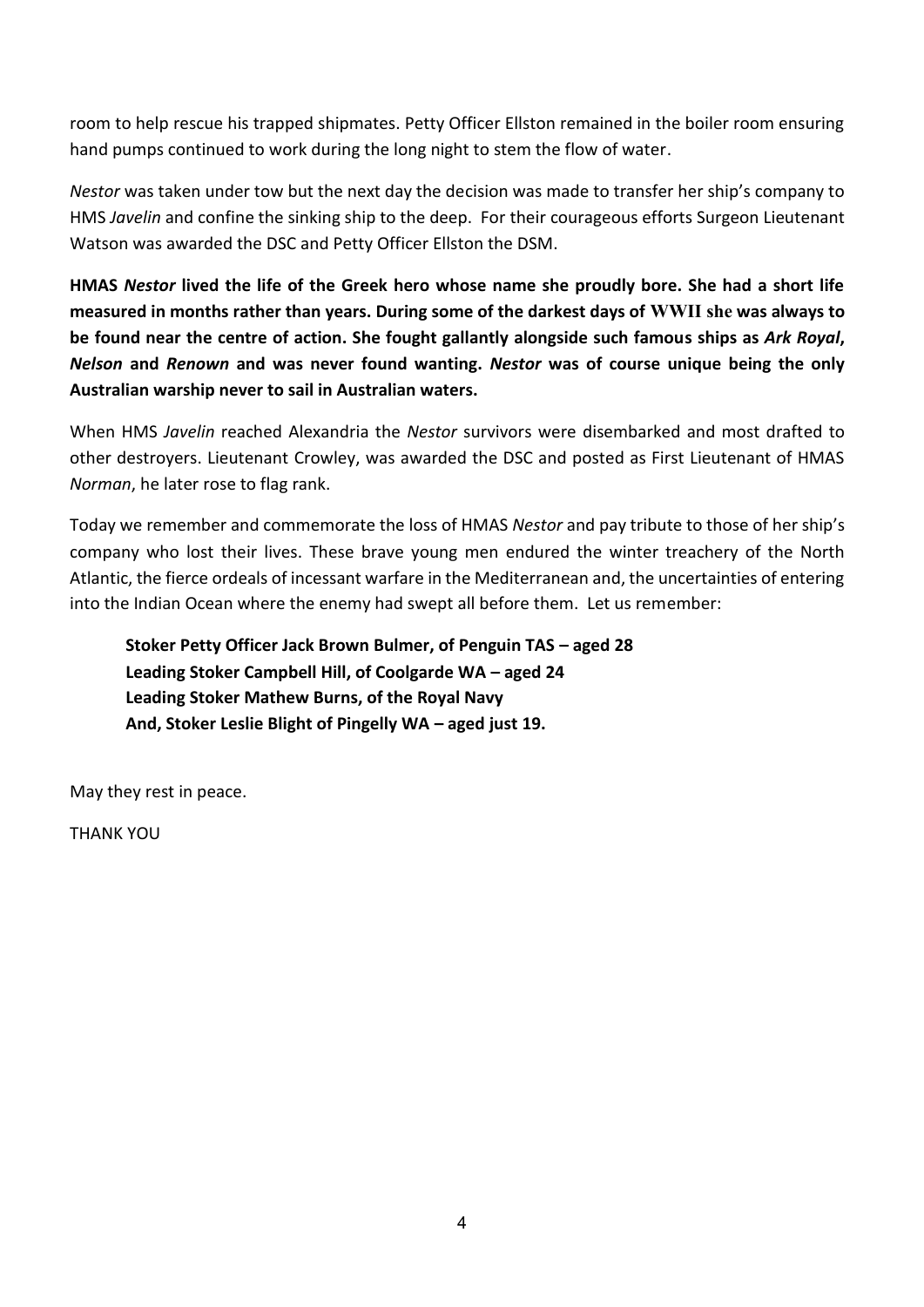room to help rescue his trapped shipmates. Petty Officer Ellston remained in the boiler room ensuring hand pumps continued to work during the long night to stem the flow of water.

*Nestor* was taken under tow but the next day the decision was made to transfer her ship's company to HMS *Javelin* and confine the sinking ship to the deep. For their courageous efforts Surgeon Lieutenant Watson was awarded the DSC and Petty Officer Ellston the DSM.

**HMAS *Nestor* lived the life of the Greek hero whose name she proudly bore. She had a short life measured in months rather than years. During some of the darkest days of WWII she was always to be found near the centre of action. She fought gallantly alongside such famous ships as *Ark Royal*, *Nelson* and *Renown* and was never found wanting. *Nestor* was of course unique being the only Australian warship never to sail in Australian waters.**

When HMS *Javelin* reached Alexandria the *Nestor* survivors were disembarked and most drafted to other destroyers. Lieutenant Crowley, was awarded the DSC and posted as First Lieutenant of HMAS *Norman*, he later rose to flag rank.

Today we remember and commemorate the loss of HMAS *Nestor* and pay tribute to those of her ship's company who lost their lives. These brave young men endured the winter treachery of the North Atlantic, the fierce ordeals of incessant warfare in the Mediterranean and, the uncertainties of entering into the Indian Ocean where the enemy had swept all before them. Let us remember:

**Stoker Petty Officer Jack Brown Bulmer, of Penguin TAS – aged 28**
**Leading Stoker Campbell Hill, of Coolgarde WA – aged 24**
**Leading Stoker Mathew Burns, of the Royal Navy**
**And, Stoker Leslie Blight of Pingelly WA – aged just 19.**

May they rest in peace.

THANK YOU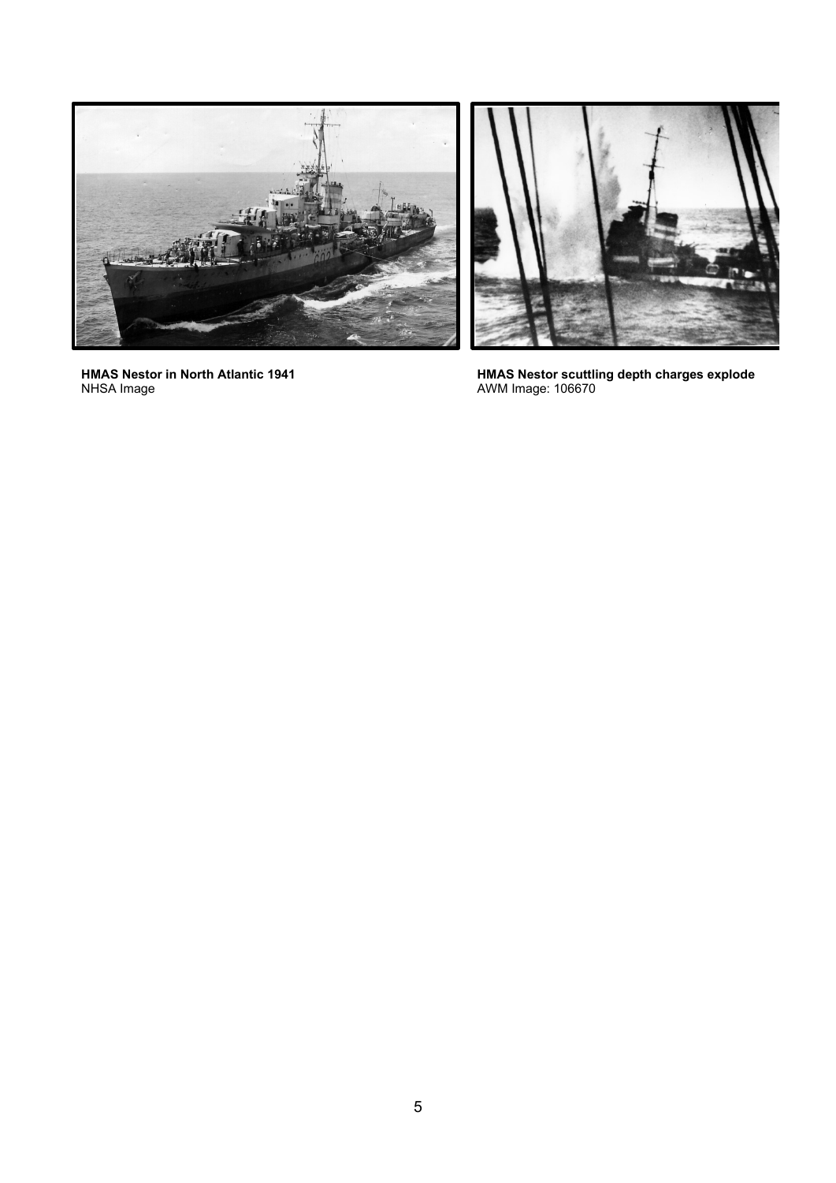**HMAS Nestor in North Atlantic 1941**
NHSA Image

**HMAS Nestor scuttling depth charges explode**
AWM Image: 106670